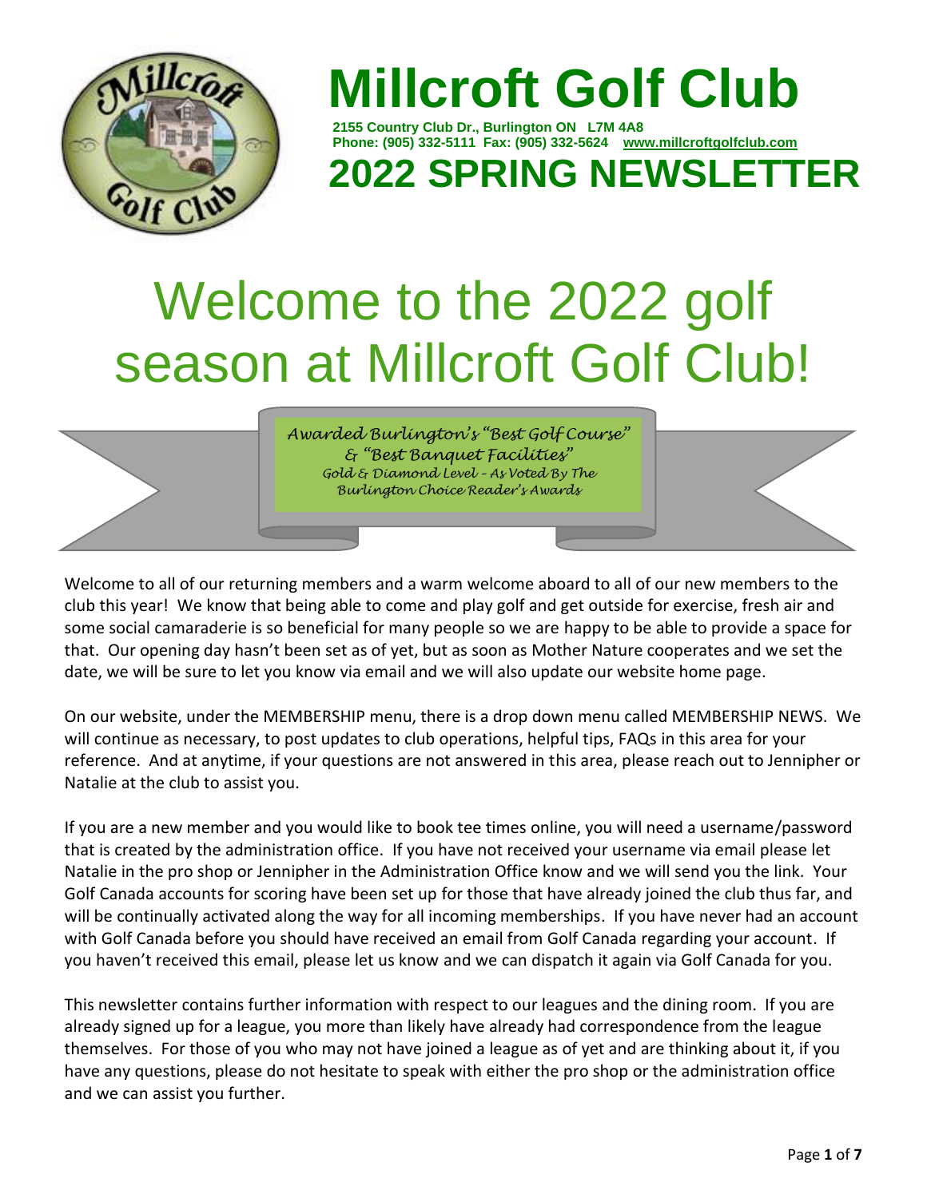# Millcroft Golf Club

**2155 Country Club Dr., Burlington ON L7M 4A8**
**Phone: (905) 332-5111 Fax: (905) 332-5624 www.millcroftgolfclub.com**

# 2022 SPRING NEWSLETTER

# Welcome to the 2022 golf season at Millcroft Golf Club!

*Awarded Burlington's "Best Golf Course" & "Best Banquet Facilities"*
*Gold & Diamond Level - As Voted By The Burlington Choice Reader's Awards*

Welcome to all of our returning members and a warm welcome aboard to all of our new members to the club this year! We know that being able to come and play golf and get outside for exercise, fresh air and some social camaraderie is so beneficial for many people so we are happy to be able to provide a space for that. Our opening day hasn't been set as of yet, but as soon as Mother Nature cooperates and we set the date, we will be sure to let you know via email and we will also update our website home page.

On our website, under the MEMBERSHIP menu, there is a drop down menu called MEMBERSHIP NEWS. We will continue as necessary, to post updates to club operations, helpful tips, FAQs in this area for your reference. And at anytime, if your questions are not answered in this area, please reach out to Jennipher or Natalie at the club to assist you.

If you are a new member and you would like to book tee times online, you will need a username/password that is created by the administration office. If you have not received your username via email please let Natalie in the pro shop or Jennipher in the Administration Office know and we will send you the link. Your Golf Canada accounts for scoring have been set up for those that have already joined the club thus far, and will be continually activated along the way for all incoming memberships. If you have never had an account with Golf Canada before you should have received an email from Golf Canada regarding your account. If you haven't received this email, please let us know and we can dispatch it again via Golf Canada for you.

This newsletter contains further information with respect to our leagues and the dining room. If you are already signed up for a league, you more than likely have already had correspondence from the league themselves. For those of you who may not have joined a league as of yet and are thinking about it, if you have any questions, please do not hesitate to speak with either the pro shop or the administration office and we can assist you further.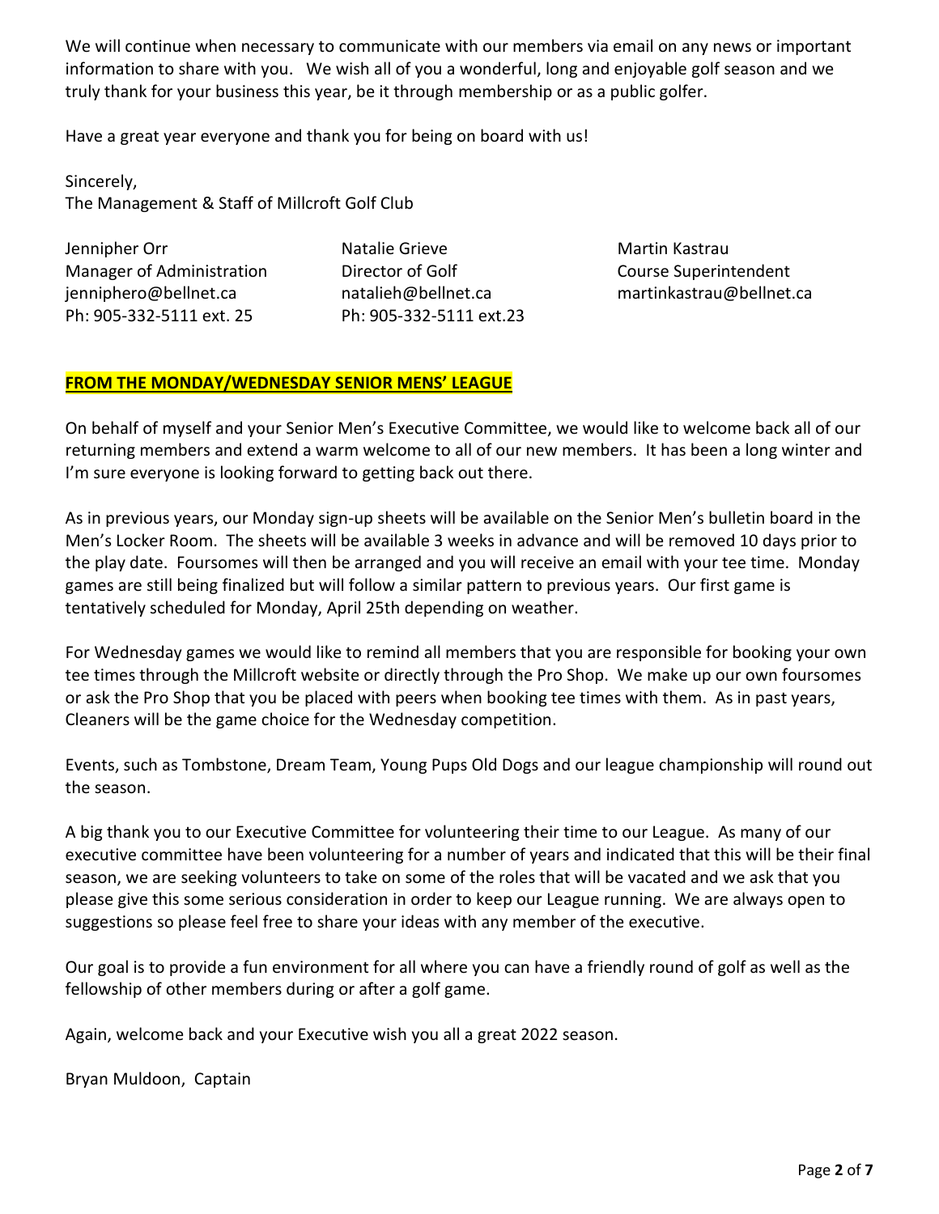We will continue when necessary to communicate with our members via email on any news or important information to share with you. We wish all of you a wonderful, long and enjoyable golf season and we truly thank for your business this year, be it through membership or as a public golfer.

Have a great year everyone and thank you for being on board with us!

Sincerely,
The Management & Staff of Millcroft Golf Club

| | | |
|---|---|---|
| Jennipher Orr | Natalie Grieve | Martin Kastrau |
| Manager of Administration | Director of Golf | Course Superintendent |
| jennipher0@bellnet.ca | natalieh@bellnet.ca | martinkastrau@bellnet.ca |
| Ph: 905-332-5111 ext. 25 | Ph: 905-332-5111 ext.23 | |

## **FROM THE MONDAY/WEDNESDAY SENIOR MENS' LEAGUE**

On behalf of myself and your Senior Men's Executive Committee, we would like to welcome back all of our returning members and extend a warm welcome to all of our new members. It has been a long winter and I'm sure everyone is looking forward to getting back out there.

As in previous years, our Monday sign-up sheets will be available on the Senior Men's bulletin board in the Men's Locker Room. The sheets will be available 3 weeks in advance and will be removed 10 days prior to the play date. Foursomes will then be arranged and you will receive an email with your tee time. Monday games are still being finalized but will follow a similar pattern to previous years. Our first game is tentatively scheduled for Monday, April 25th depending on weather.

For Wednesday games we would like to remind all members that you are responsible for booking your own tee times through the Millcroft website or directly through the Pro Shop. We make up our own foursomes or ask the Pro Shop that you be placed with peers when booking tee times with them. As in past years, Cleaners will be the game choice for the Wednesday competition.

Events, such as Tombstone, Dream Team, Young Pups Old Dogs and our league championship will round out the season.

A big thank you to our Executive Committee for volunteering their time to our League. As many of our executive committee have been volunteering for a number of years and indicated that this will be their final season, we are seeking volunteers to take on some of the roles that will be vacated and we ask that you please give this some serious consideration in order to keep our League running. We are always open to suggestions so please feel free to share your ideas with any member of the executive.

Our goal is to provide a fun environment for all where you can have a friendly round of golf as well as the fellowship of other members during or after a golf game.

Again, welcome back and your Executive wish you all a great 2022 season.

Bryan Muldoon, Captain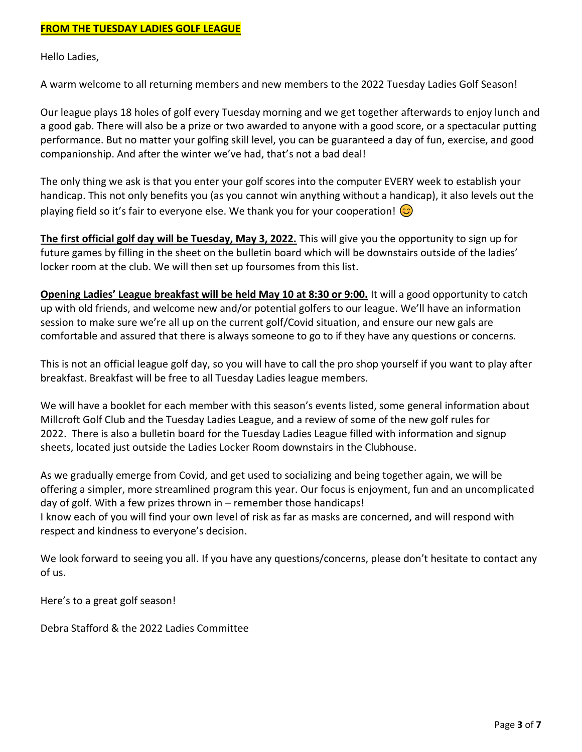**FROM THE TUESDAY LADIES GOLF LEAGUE**

Hello Ladies,

A warm welcome to all returning members and new members to the 2022 Tuesday Ladies Golf Season!

Our league plays 18 holes of golf every Tuesday morning and we get together afterwards to enjoy lunch and a good gab. There will also be a prize or two awarded to anyone with a good score, or a spectacular putting performance. But no matter your golfing skill level, you can be guaranteed a day of fun, exercise, and good companionship. And after the winter we've had, that's not a bad deal!

The only thing we ask is that you enter your golf scores into the computer EVERY week to establish your handicap. This not only benefits you (as you cannot win anything without a handicap), it also levels out the playing field so it's fair to everyone else. We thank you for your cooperation! 😊

**The first official golf day will be Tuesday, May 3, 2022.** This will give you the opportunity to sign up for future games by filling in the sheet on the bulletin board which will be downstairs outside of the ladies' locker room at the club. We will then set up foursomes from this list.

**Opening Ladies' League breakfast will be held May 10 at 8:30 or 9:00.** It will a good opportunity to catch up with old friends, and welcome new and/or potential golfers to our league. We'll have an information session to make sure we're all up on the current golf/Covid situation, and ensure our new gals are comfortable and assured that there is always someone to go to if they have any questions or concerns.

This is not an official league golf day, so you will have to call the pro shop yourself if you want to play after breakfast. Breakfast will be free to all Tuesday Ladies league members.

We will have a booklet for each member with this season's events listed, some general information about Millcroft Golf Club and the Tuesday Ladies League, and a review of some of the new golf rules for 2022. There is also a bulletin board for the Tuesday Ladies League filled with information and signup sheets, located just outside the Ladies Locker Room downstairs in the Clubhouse.

As we gradually emerge from Covid, and get used to socializing and being together again, we will be offering a simpler, more streamlined program this year. Our focus is enjoyment, fun and an uncomplicated day of golf. With a few prizes thrown in – remember those handicaps!
I know each of you will find your own level of risk as far as masks are concerned, and will respond with respect and kindness to everyone's decision.

We look forward to seeing you all. If you have any questions/concerns, please don't hesitate to contact any of us.

Here's to a great golf season!

Debra Stafford & the 2022 Ladies Committee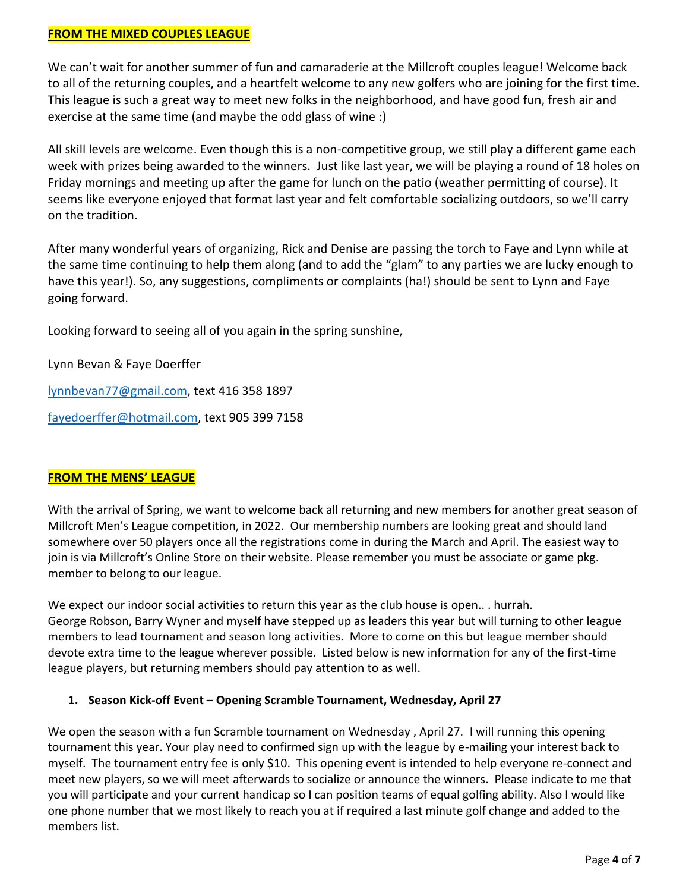## **FROM THE MIXED COUPLES LEAGUE**

We can't wait for another summer of fun and camaraderie at the Millcroft couples league! Welcome back to all of the returning couples, and a heartfelt welcome to any new golfers who are joining for the first time. This league is such a great way to meet new folks in the neighborhood, and have good fun, fresh air and exercise at the same time (and maybe the odd glass of wine :)

All skill levels are welcome. Even though this is a non-competitive group, we still play a different game each week with prizes being awarded to the winners. Just like last year, we will be playing a round of 18 holes on Friday mornings and meeting up after the game for lunch on the patio (weather permitting of course). It seems like everyone enjoyed that format last year and felt comfortable socializing outdoors, so we'll carry on the tradition.

After many wonderful years of organizing, Rick and Denise are passing the torch to Faye and Lynn while at the same time continuing to help them along (and to add the "glam" to any parties we are lucky enough to have this year!). So, any suggestions, compliments or complaints (ha!) should be sent to Lynn and Faye going forward.

Looking forward to seeing all of you again in the spring sunshine,

Lynn Bevan & Faye Doerffer

lynnbevan77@gmail.com, text 416 358 1897

fayedoerffer@hotmail.com, text 905 399 7158

## **FROM THE MENS' LEAGUE**

With the arrival of Spring, we want to welcome back all returning and new members for another great season of Millcroft Men's League competition, in 2022. Our membership numbers are looking great and should land somewhere over 50 players once all the registrations come in during the March and April. The easiest way to join is via Millcroft's Online Store on their website. Please remember you must be associate or game pkg. member to belong to our league.

We expect our indoor social activities to return this year as the club house is open.. . hurrah. George Robson, Barry Wyner and myself have stepped up as leaders this year but will turning to other league members to lead tournament and season long activities. More to come on this but league member should devote extra time to the league wherever possible. Listed below is new information for any of the first-time league players, but returning members should pay attention to as well.

1. **Season Kick-off Event – Opening Scramble Tournament, Wednesday, April 27**

We open the season with a fun Scramble tournament on Wednesday , April 27. I will running this opening tournament this year. Your play need to confirmed sign up with the league by e-mailing your interest back to myself. The tournament entry fee is only $10. This opening event is intended to help everyone re-connect and meet new players, so we will meet afterwards to socialize or announce the winners. Please indicate to me that you will participate and your current handicap so I can position teams of equal golfing ability. Also I would like one phone number that we most likely to reach you at if required a last minute golf change and added to the members list.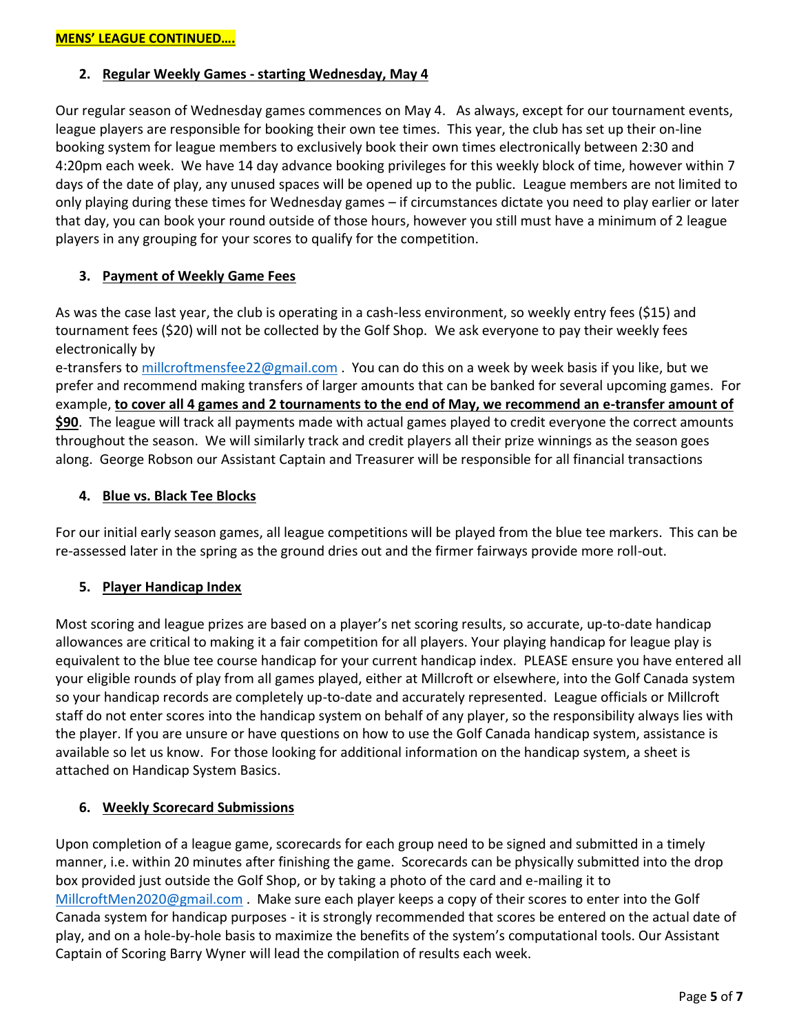**MENS' LEAGUE CONTINUED….**

2. **Regular Weekly Games - starting Wednesday, May 4**

Our regular season of Wednesday games commences on May 4. As always, except for our tournament events, league players are responsible for booking their own tee times. This year, the club has set up their on-line booking system for league members to exclusively book their own times electronically between 2:30 and 4:20pm each week. We have 14 day advance booking privileges for this weekly block of time, however within 7 days of the date of play, any unused spaces will be opened up to the public. League members are not limited to only playing during these times for Wednesday games – if circumstances dictate you need to play earlier or later that day, you can book your round outside of those hours, however you still must have a minimum of 2 league players in any grouping for your scores to qualify for the competition.

3. **Payment of Weekly Game Fees**

As was the case last year, the club is operating in a cash-less environment, so weekly entry fees ($15) and tournament fees ($20) will not be collected by the Golf Shop. We ask everyone to pay their weekly fees electronically by
e-transfers to millcroftmensfee22@gmail.com . You can do this on a week by week basis if you like, but we prefer and recommend making transfers of larger amounts that can be banked for several upcoming games. For example, **to cover all 4 games and 2 tournaments to the end of May, we recommend an e-transfer amount of $90**. The league will track all payments made with actual games played to credit everyone the correct amounts throughout the season. We will similarly track and credit players all their prize winnings as the season goes along. George Robson our Assistant Captain and Treasurer will be responsible for all financial transactions

4. **Blue vs. Black Tee Blocks**

For our initial early season games, all league competitions will be played from the blue tee markers. This can be re-assessed later in the spring as the ground dries out and the firmer fairways provide more roll-out.

5. **Player Handicap Index**

Most scoring and league prizes are based on a player's net scoring results, so accurate, up-to-date handicap allowances are critical to making it a fair competition for all players. Your playing handicap for league play is equivalent to the blue tee course handicap for your current handicap index. PLEASE ensure you have entered all your eligible rounds of play from all games played, either at Millcroft or elsewhere, into the Golf Canada system so your handicap records are completely up-to-date and accurately represented. League officials or Millcroft staff do not enter scores into the handicap system on behalf of any player, so the responsibility always lies with the player. If you are unsure or have questions on how to use the Golf Canada handicap system, assistance is available so let us know. For those looking for additional information on the handicap system, a sheet is attached on Handicap System Basics.

6. **Weekly Scorecard Submissions**

Upon completion of a league game, scorecards for each group need to be signed and submitted in a timely manner, i.e. within 20 minutes after finishing the game. Scorecards can be physically submitted into the drop box provided just outside the Golf Shop, or by taking a photo of the card and e-mailing it to MillcroftMen2020@gmail.com . Make sure each player keeps a copy of their scores to enter into the Golf Canada system for handicap purposes - it is strongly recommended that scores be entered on the actual date of play, and on a hole-by-hole basis to maximize the benefits of the system's computational tools. Our Assistant Captain of Scoring Barry Wyner will lead the compilation of results each week.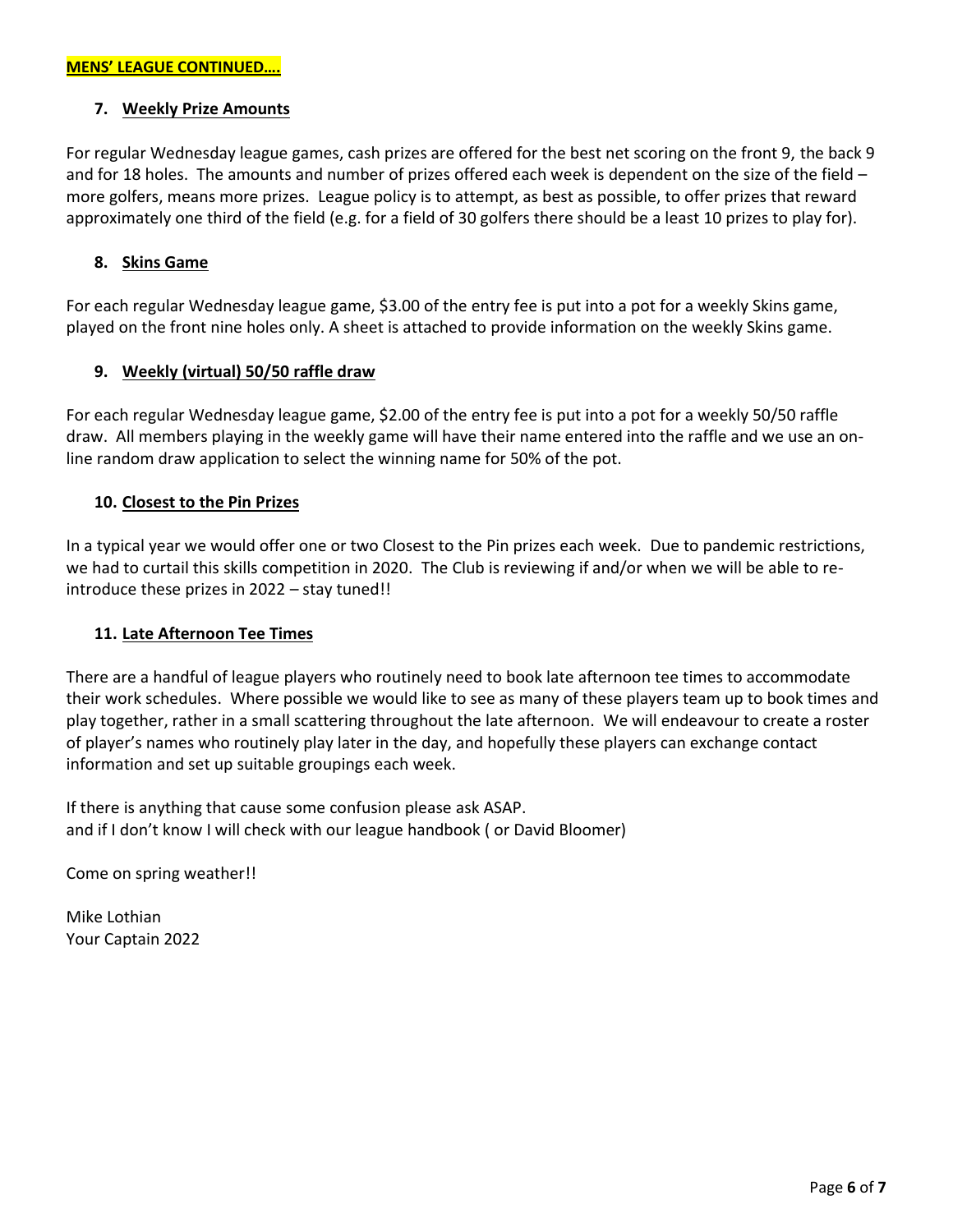**MENS' LEAGUE CONTINUED….**

### 7. Weekly Prize Amounts

For regular Wednesday league games, cash prizes are offered for the best net scoring on the front 9, the back 9 and for 18 holes. The amounts and number of prizes offered each week is dependent on the size of the field – more golfers, means more prizes. League policy is to attempt, as best as possible, to offer prizes that reward approximately one third of the field (e.g. for a field of 30 golfers there should be a least 10 prizes to play for).

### 8. Skins Game

For each regular Wednesday league game, $3.00 of the entry fee is put into a pot for a weekly Skins game, played on the front nine holes only. A sheet is attached to provide information on the weekly Skins game.

### 9. Weekly (virtual) 50/50 raffle draw

For each regular Wednesday league game, $2.00 of the entry fee is put into a pot for a weekly 50/50 raffle draw. All members playing in the weekly game will have their name entered into the raffle and we use an on-line random draw application to select the winning name for 50% of the pot.

### 10. Closest to the Pin Prizes

In a typical year we would offer one or two Closest to the Pin prizes each week. Due to pandemic restrictions, we had to curtail this skills competition in 2020. The Club is reviewing if and/or when we will be able to re-introduce these prizes in 2022 – stay tuned!!

### 11. Late Afternoon Tee Times

There are a handful of league players who routinely need to book late afternoon tee times to accommodate their work schedules. Where possible we would like to see as many of these players team up to book times and play together, rather in a small scattering throughout the late afternoon. We will endeavour to create a roster of player's names who routinely play later in the day, and hopefully these players can exchange contact information and set up suitable groupings each week.

If there is anything that cause some confusion please ask ASAP.
and if I don't know I will check with our league handbook ( or David Bloomer)

Come on spring weather!!

Mike Lothian
Your Captain 2022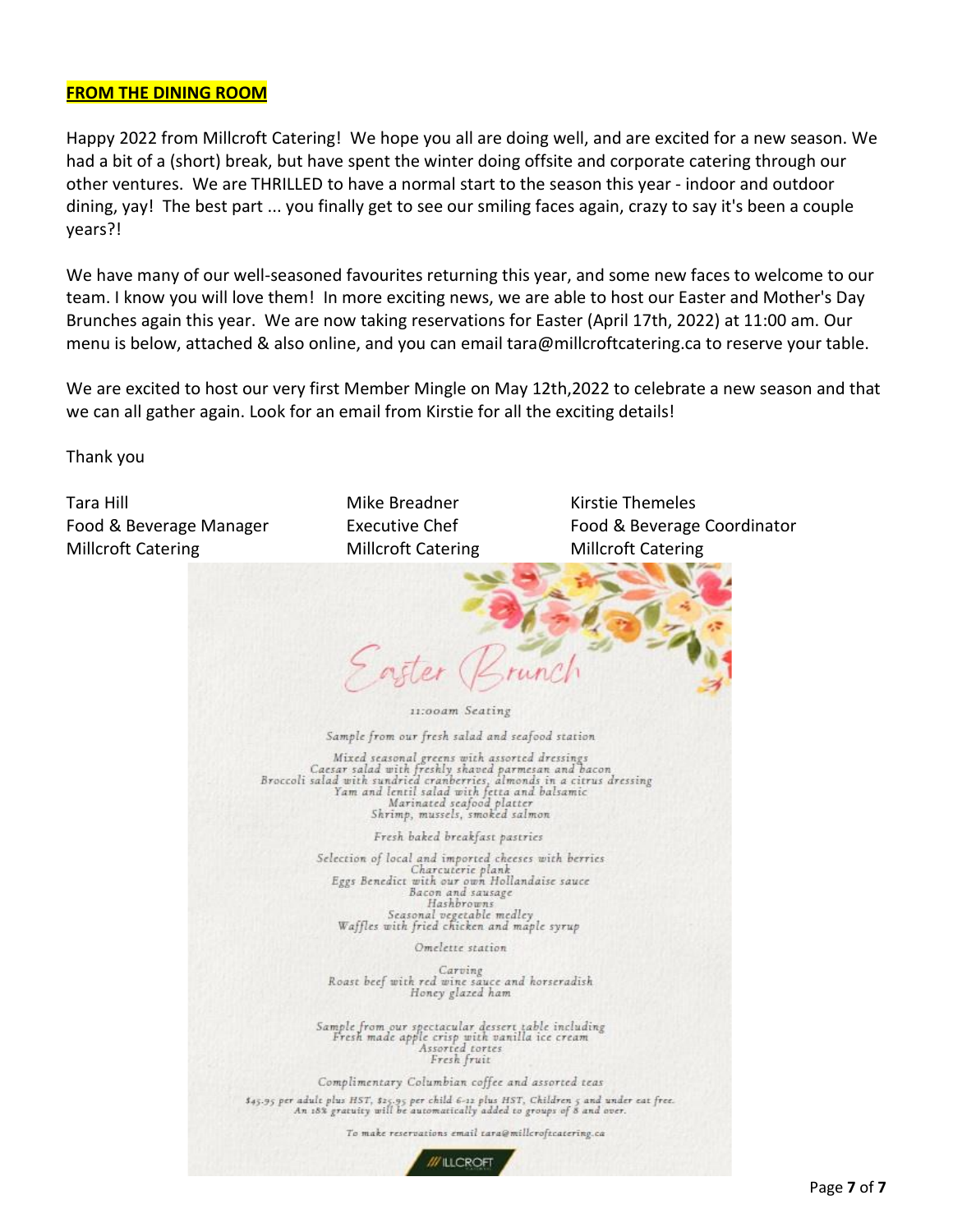**FROM THE DINING ROOM**

Happy 2022 from Millcroft Catering! We hope you all are doing well, and are excited for a new season. We had a bit of a (short) break, but have spent the winter doing offsite and corporate catering through our other ventures. We are THRILLED to have a normal start to the season this year - indoor and outdoor dining, yay! The best part ... you finally get to see our smiling faces again, crazy to say it's been a couple years?!

We have many of our well-seasoned favourites returning this year, and some new faces to welcome to our team. I know you will love them! In more exciting news, we are able to host our Easter and Mother's Day Brunches again this year. We are now taking reservations for Easter (April 17th, 2022) at 11:00 am. Our menu is below, attached & also online, and you can email tara@millcroftcatering.ca to reserve your table.

We are excited to host our very first Member Mingle on May 12th,2022 to celebrate a new season and that we can all gather again. Look for an email from Kirstie for all the exciting details!

Thank you

Tara Hill
Food & Beverage Manager
Millcroft Catering

Mike Breadner
Executive Chef
Millcroft Catering

Kirstie Themeles
Food & Beverage Coordinator
Millcroft Catering

## Easter Brunch

11:00am Seating

Sample from our fresh salad and seafood station

Mixed seasonal greens with assorted dressings
Caesar salad with freshly shaved parmesan and bacon
Broccoli salad with sundried cranberries, almonds in a citrus dressing
Yam and lentil salad with fetta and balsamic
Marinated seafood platter
Shrimp, mussels, smoked salmon

Fresh baked breakfast pastries

Selection of local and imported cheeses with berries
Charcuterie plank
Eggs Benedict with our own Hollandaise sauce
Bacon and sausage
Hashbrowns
Seasonal vegetable medley
Waffles with fried chicken and maple syrup

Omelette station

Carving
Roast beef with red wine sauce and horseradish
Honey glazed ham

Sample from our spectacular dessert table including
Fresh made apple crisp with vanilla ice cream
Assorted tortes
Fresh fruit

Complimentary Columbian coffee and assorted teas

$45.95 per adult plus HST, $25.95 per child 6-12 plus HST, Children 5 and under eat free.
An 18% gratuity will be automatically added to groups of 8 and over.

To make reservations email tara@millcroftcatering.ca

MILLCROFT